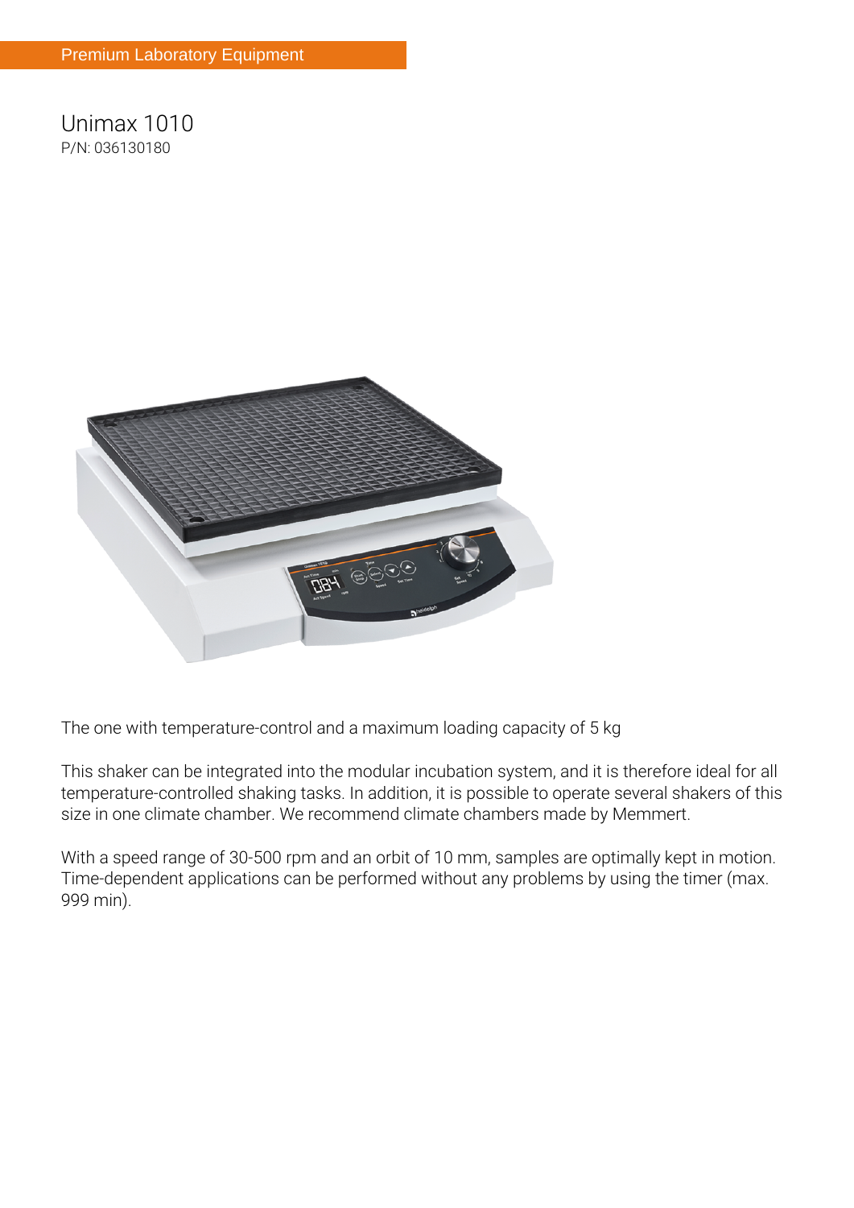Premium Laboratory Equipment

# Unimax 1010

P/N: 036130180

The one with temperature-control and a maximum loading capacity of 5 kg

This shaker can be integrated into the modular incubation system, and it is therefore ideal for all temperature-controlled shaking tasks. In addition, it is possible to operate several shakers of this size in one climate chamber. We recommend climate chambers made by Memmert.

With a speed range of 30-500 rpm and an orbit of 10 mm, samples are optimally kept in motion. Time-dependent applications can be performed without any problems by using the timer (max. 999 min).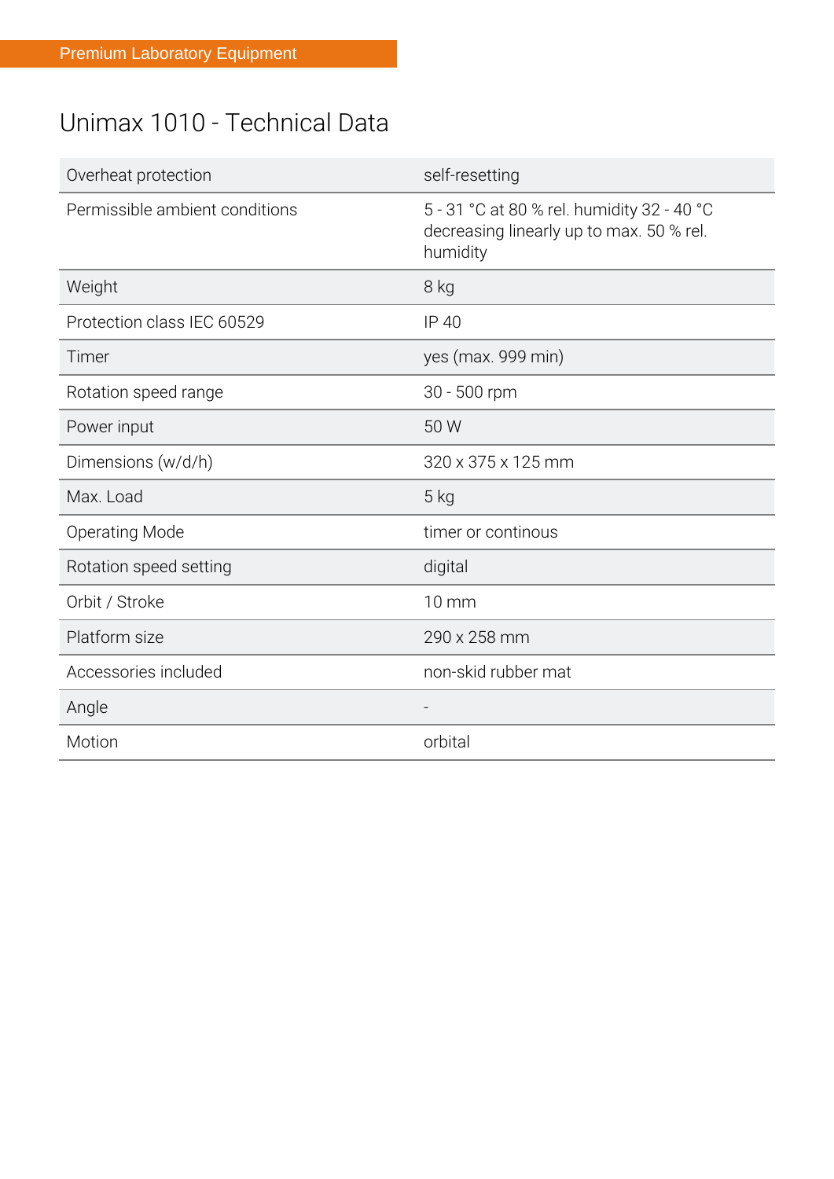Premium Laboratory Equipment

# Unimax 1010 - Technical Data

| | |
|---|---|
| Overheat protection | self-resetting |
| Permissible ambient conditions | 5 - 31 °C at 80 % rel. humidity 32 - 40 °C decreasing linearly up to max. 50 % rel. humidity |
| Weight | 8 kg |
| Protection class IEC 60529 | IP 40 |
| Timer | yes (max. 999 min) |
| Rotation speed range | 30 - 500 rpm |
| Power input | 50 W |
| Dimensions (w/d/h) | 320 x 375 x 125 mm |
| Max. Load | 5 kg |
| Operating Mode | timer or continous |
| Rotation speed setting | digital |
| Orbit / Stroke | 10 mm |
| Platform size | 290 x 258 mm |
| Accessories included | non-skid rubber mat |
| Angle | - |
| Motion | orbital |